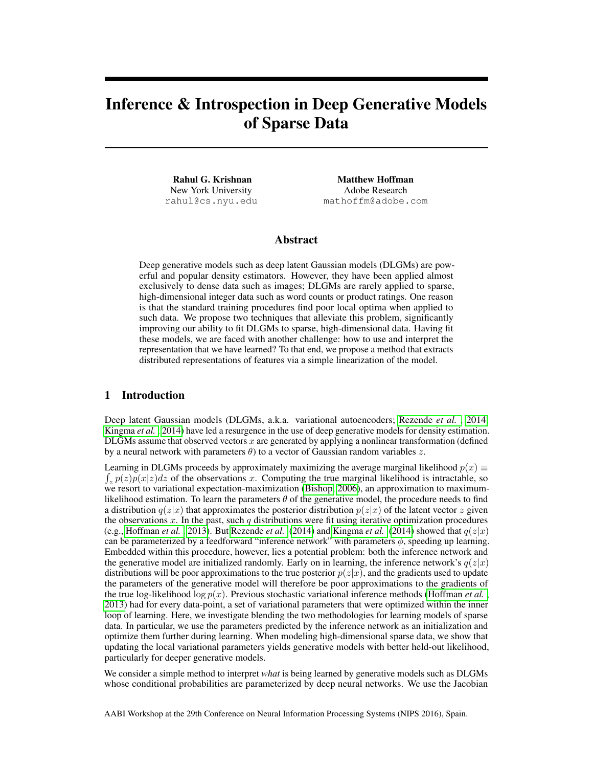# Inference & Introspection in Deep Generative Models of Sparse Data

**Rahul G. Krishnan**
New York University
rahul@cs.nyu.edu

**Matthew Hoffman**
Adobe Research
mathoffm@adobe.com

## Abstract

Deep generative models such as deep latent Gaussian models (DLGMs) are powerful and popular density estimators. However, they have been applied almost exclusively to dense data such as images; DLGMs are rarely applied to sparse, high-dimensional integer data such as word counts or product ratings. One reason is that the standard training procedures find poor local optima when applied to such data. We propose two techniques that alleviate this problem, significantly improving our ability to fit DLGMs to sparse, high-dimensional data. Having fit these models, we are faced with another challenge: how to use and interpret the representation that we have learned? To that end, we propose a method that extracts distributed representations of features via a simple linearization of the model.

## 1 Introduction

Deep latent Gaussian models (DLGMs, a.k.a. variational autoencoders; Rezende *et al.*, 2014; Kingma *et al.*, 2014) have led a resurgence in the use of deep generative models for density estimation. DLGMs assume that observed vectors $x$ are generated by applying a nonlinear transformation (defined by a neural network with parameters $\theta$) to a vector of Gaussian random variables $z$.

Learning in DLGMs proceeds by approximately maximizing the average marginal likelihood $p(x) \equiv \int_z p(z)p(x|z)dz$ of the observations $x$. Computing the true marginal likelihood is intractable, so we resort to variational expectation-maximization (Bishop, 2006), an approximation to maximum-likelihood estimation. To learn the parameters $\theta$ of the generative model, the procedure needs to find a distribution $q(z|x)$ that approximates the posterior distribution $p(z|x)$ of the latent vector $z$ given the observations $x$. In the past, such $q$ distributions were fit using iterative optimization procedures (e.g., Hoffman *et al.*, 2013). But Rezende *et al.* (2014) and Kingma *et al.* (2014) showed that $q(z|x)$ can be parameterized by a feedforward "inference network" with parameters $\phi$, speeding up learning. Embedded within this procedure, however, lies a potential problem: both the inference network and the generative model are initialized randomly. Early on in learning, the inference network's $q(z|x)$ distributions will be poor approximations to the true posterior $p(z|x)$, and the gradients used to update the parameters of the generative model will therefore be poor approximations to the gradients of the true log-likelihood $\log p(x)$. Previous stochastic variational inference methods (Hoffman *et al.*, 2013) had for every data-point, a set of variational parameters that were optimized within the inner loop of learning. Here, we investigate blending the two methodologies for learning models of sparse data. In particular, we use the parameters predicted by the inference network as an initialization and optimize them further during learning. When modeling high-dimensional sparse data, we show that updating the local variational parameters yields generative models with better held-out likelihood, particularly for deeper generative models.

We consider a simple method to interpret *what* is being learned by generative models such as DLGMs whose conditional probabilities are parameterized by deep neural networks. We use the Jacobian

AABI Workshop at the 29th Conference on Neural Information Processing Systems (NIPS 2016), Spain.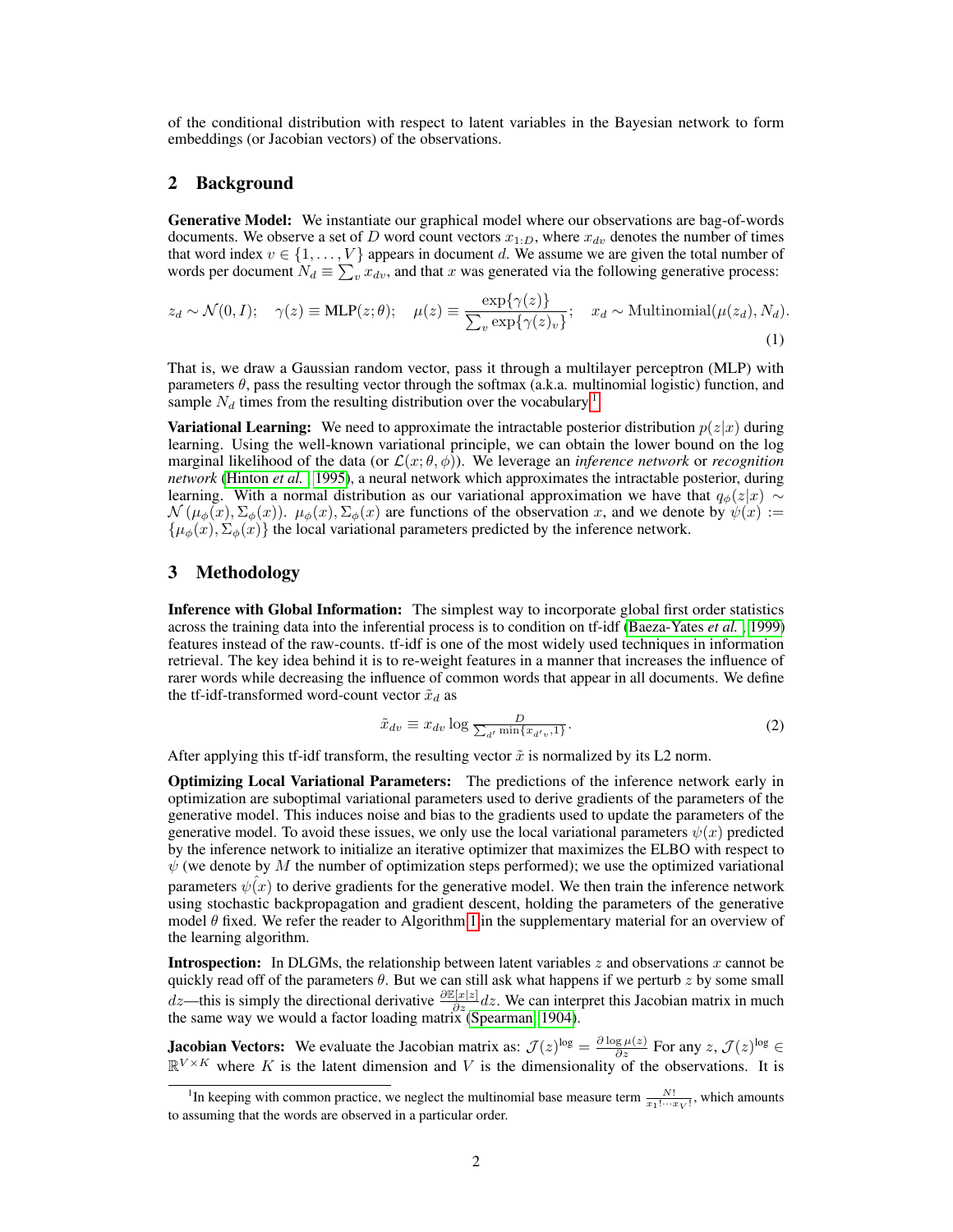of the conditional distribution with respect to latent variables in the Bayesian network to form embeddings (or Jacobian vectors) of the observations.

## 2 Background

**Generative Model:** We instantiate our graphical model where our observations are bag-of-words documents. We observe a set of $D$ word count vectors $x_{1:D}$, where $x_{dv}$ denotes the number of times that word index $v \in \{1, \ldots, V\}$ appears in document $d$. We assume we are given the total number of words per document $N_d \equiv \sum_v x_{dv}$, and that $x$ was generated via the following generative process:

$$z_d \sim \mathcal{N}(0, I); \quad \gamma(z) \equiv \text{MLP}(z; \theta); \quad \mu(z) \equiv \frac{\exp\{\gamma(z)\}}{\sum_v \exp\{\gamma(z)_v\}}; \quad x_d \sim \text{Multinomial}(\mu(z_d), N_d). \tag{1}$$

That is, we draw a Gaussian random vector, pass it through a multilayer perceptron (MLP) with parameters $\theta$, pass the resulting vector through the softmax (a.k.a. multinomial logistic) function, and sample $N_d$ times from the resulting distribution over the vocabulary.[1]

**Variational Learning:** We need to approximate the intractable posterior distribution $p(z|x)$ during learning. Using the well-known variational principle, we can obtain the lower bound on the log marginal likelihood of the data (or $\mathcal{L}(x; \theta, \phi)$). We leverage an *inference network* or *recognition network* (Hinton *et al.*, 1995), a neural network which approximates the intractable posterior, during learning. With a normal distribution as our variational approximation we have that $q_\phi(z|x) \sim \mathcal{N}(\mu_\phi(x), \Sigma_\phi(x))$. $\mu_\phi(x), \Sigma_\phi(x)$ are functions of the observation $x$, and we denote by $\psi(x) := \{\mu_\phi(x), \Sigma_\phi(x)\}$ the local variational parameters predicted by the inference network.

## 3 Methodology

**Inference with Global Information:** The simplest way to incorporate global first order statistics across the training data into the inferential process is to condition on tf-idf (Baeza-Yates *et al.*, 1999) features instead of the raw-counts. tf-idf is one of the most widely used techniques in information retrieval. The key idea behind it is to re-weight features in a manner that increases the influence of rarer words while decreasing the influence of common words that appear in all documents. We define the tf-idf-transformed word-count vector $\tilde{x}_d$ as

$$\tilde{x}_{dv} \equiv x_{dv} \log \frac{D}{\sum_{d'} \min\{x_{d'v}, 1\}}. \tag{2}$$

After applying this tf-idf transform, the resulting vector $\tilde{x}$ is normalized by its L2 norm.

**Optimizing Local Variational Parameters:** The predictions of the inference network early in optimization are suboptimal variational parameters used to derive gradients of the parameters of the generative model. This induces noise and bias to the gradients used to update the parameters of the generative model. To avoid these issues, we only use the local variational parameters $\psi(x)$ predicted by the inference network to initialize an iterative optimizer that maximizes the ELBO with respect to $\psi$ (we denote by $M$ the number of optimization steps performed); we use the optimized variational parameters $\psi(\hat{x})$ to derive gradients for the generative model. We then train the inference network using stochastic backpropagation and gradient descent, holding the parameters of the generative model $\theta$ fixed. We refer the reader to Algorithm 1 in the supplementary material for an overview of the learning algorithm.

**Introspection:** In DLGMs, the relationship between latent variables $z$ and observations $x$ cannot be quickly read off of the parameters $\theta$. But we can still ask what happens if we perturb $z$ by some small $dz$—this is simply the directional derivative $\frac{\partial \mathbb{E}[x|z]}{\partial z} dz$. We can interpret this Jacobian matrix in much the same way we would a factor loading matrix (Spearman, 1904).

**Jacobian Vectors:** We evaluate the Jacobian matrix as: $\mathcal{J}(z)^{\log} = \frac{\partial \log \mu(z)}{\partial z}$ For any $z$, $\mathcal{J}(z)^{\log} \in \mathbb{R}^{V \times K}$ where $K$ is the latent dimension and $V$ is the dimensionality of the observations. It is

[1] In keeping with common practice, we neglect the multinomial base measure term $\frac{N!}{x_1! \cdots x_V!}$, which amounts to assuming that the words are observed in a particular order.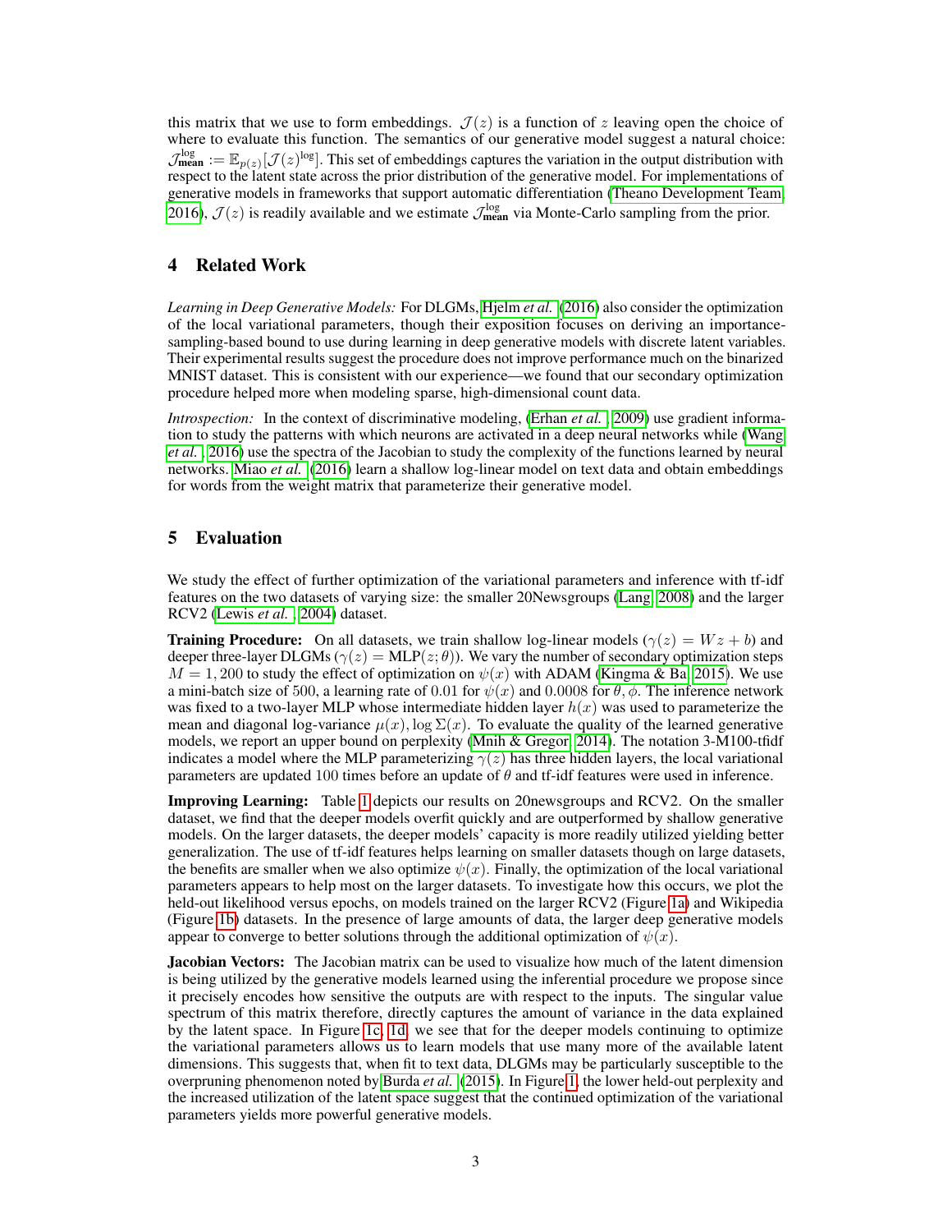this matrix that we use to form embeddings. $\mathcal{J}(z)$ is a function of $z$ leaving open the choice of where to evaluate this function. The semantics of our generative model suggest a natural choice: $\mathcal{J}^{\log}_{\textbf{mean}} := \mathbb{E}_{p(z)}[\mathcal{J}(z)^{\log}]$. This set of embeddings captures the variation in the output distribution with respect to the latent state across the prior distribution of the generative model. For implementations of generative models in frameworks that support automatic differentiation (Theano Development Team, 2016), $\mathcal{J}(z)$ is readily available and we estimate $\mathcal{J}^{\log}_{\textbf{mean}}$ via Monte-Carlo sampling from the prior.

## 4 Related Work

*Learning in Deep Generative Models:* For DLGMs, Hjelm *et al.* (2016) also consider the optimization of the local variational parameters, though their exposition focuses on deriving an importance-sampling-based bound to use during learning in deep generative models with discrete latent variables. Their experimental results suggest the procedure does not improve performance much on the binarized MNIST dataset. This is consistent with our experience—we found that our secondary optimization procedure helped more when modeling sparse, high-dimensional count data.

*Introspection:* In the context of discriminative modeling, (Erhan *et al.*, 2009) use gradient information to study the patterns with which neurons are activated in a deep neural networks while (Wang *et al.*, 2016) use the spectra of the Jacobian to study the complexity of the functions learned by neural networks. Miao *et al.* (2016) learn a shallow log-linear model on text data and obtain embeddings for words from the weight matrix that parameterize their generative model.

## 5 Evaluation

We study the effect of further optimization of the variational parameters and inference with tf-idf features on the two datasets of varying size: the smaller 20Newsgroups (Lang, 2008) and the larger RCV2 (Lewis *et al.*, 2004) dataset.

**Training Procedure:** On all datasets, we train shallow log-linear models ($\gamma(z) = Wz + b$) and deeper three-layer DLGMs ($\gamma(z) = \text{MLP}(z;\theta)$). We vary the number of secondary optimization steps $M = 1, 200$ to study the effect of optimization on $\psi(x)$ with ADAM (Kingma & Ba, 2015). We use a mini-batch size of 500, a learning rate of 0.01 for $\psi(x)$ and 0.0008 for $\theta, \phi$. The inference network was fixed to a two-layer MLP whose intermediate hidden layer $h(x)$ was used to parameterize the mean and diagonal log-variance $\mu(x), \log \Sigma(x)$. To evaluate the quality of the learned generative models, we report an upper bound on perplexity (Mnih & Gregor, 2014). The notation 3-M100-tfidf indicates a model where the MLP parameterizing $\gamma(z)$ has three hidden layers, the local variational parameters are updated 100 times before an update of $\theta$ and tf-idf features were used in inference.

**Improving Learning:** Table 1 depicts our results on 20newsgroups and RCV2. On the smaller dataset, we find that the deeper models overfit quickly and are outperformed by shallow generative models. On the larger datasets, the deeper models' capacity is more readily utilized yielding better generalization. The use of tf-idf features helps learning on smaller datasets though on large datasets, the benefits are smaller when we also optimize $\psi(x)$. Finally, the optimization of the local variational parameters appears to help most on the larger datasets. To investigate how this occurs, we plot the held-out likelihood versus epochs, on models trained on the larger RCV2 (Figure 1a) and Wikipedia (Figure 1b) datasets. In the presence of large amounts of data, the larger deep generative models appear to converge to better solutions through the additional optimization of $\psi(x)$.

**Jacobian Vectors:** The Jacobian matrix can be used to visualize how much of the latent dimension is being utilized by the generative models learned using the inferential procedure we propose since it precisely encodes how sensitive the outputs are with respect to the inputs. The singular value spectrum of this matrix therefore, directly captures the amount of variance in the data explained by the latent space. In Figure 1c, 1d, we see that for the deeper models continuing to optimize the variational parameters allows us to learn models that use many more of the available latent dimensions. This suggests that, when fit to text data, DLGMs may be particularly susceptible to the overpruning phenomenon noted by Burda *et al.* (2015). In Figure 1, the lower held-out perplexity and the increased utilization of the latent space suggest that the continued optimization of the variational parameters yields more powerful generative models.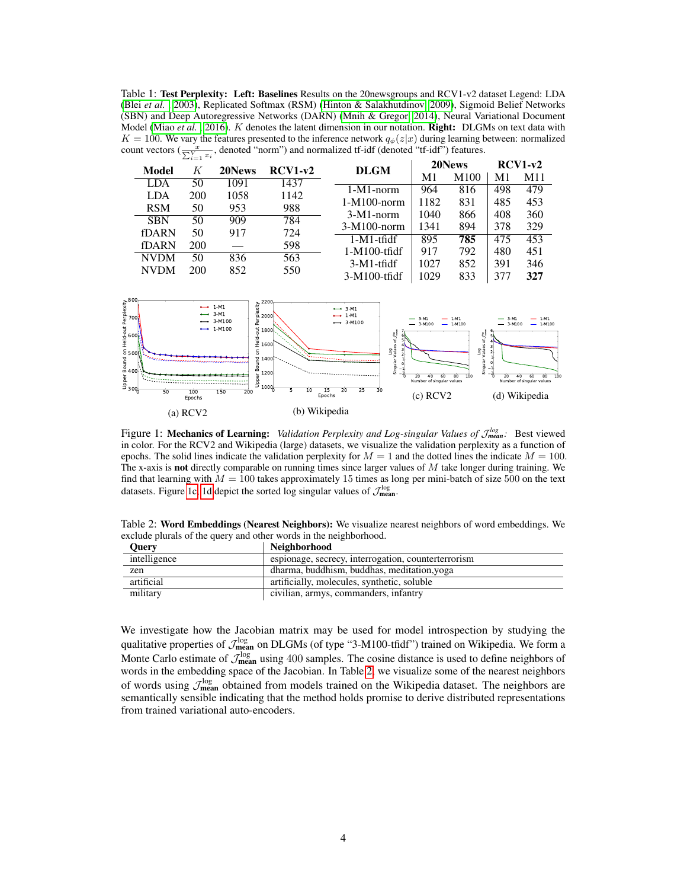Table 1: **Test Perplexity: Left: Baselines** Results on the 20newsgroups and RCV1-v2 dataset Legend: LDA (Blei *et al.*, 2003), Replicated Softmax (RSM) (Hinton & Salakhutdinov, 2009), Sigmoid Belief Networks (SBN) and Deep Autoregressive Networks (DARN) (Mnih & Gregor, 2014), Neural Variational Document Model (Miao *et al.*, 2016). $K$ denotes the latent dimension in our notation. **Right:** DLGMs on text data with $K = 100$. We vary the features presented to the inference network $q_\phi(z|x)$ during learning between: normalized count vectors ($\frac{x}{\sum_{i=1}^{V} x_i}$, denoted "norm") and normalized tf-idf (denoted "tf-idf") features.

| Model | $K$ | 20News | RCV1-v2 |
|---|---|---|---|
| LDA | 50 | 1091 | 1437 |
| LDA | 200 | 1058 | 1142 |
| RSM | 50 | 953 | 988 |
| SBN | 50 | 909 | 784 |
| fDARN | 50 | 917 | 724 |
| fDARN | 200 | — | 598 |
| NVDM | 50 | 836 | 563 |
| NVDM | 200 | 852 | 550 |

| DLGM | 20News M1 | 20News M100 | RCV1-v2 M1 | RCV1-v2 M11 |
|---|---|---|---|---|
| 1-M1-norm | 964 | 816 | 498 | 479 |
| 1-M100-norm | 1182 | 831 | 485 | 453 |
| 3-M1-norm | 1040 | 866 | 408 | 360 |
| 3-M100-norm | 1341 | 894 | 378 | 329 |
| 1-M1-tfidf | 895 | **785** | 475 | 453 |
| 1-M100-tfidf | 917 | 792 | 480 | 451 |
| 3-M1-tfidf | 1027 | 852 | 391 | 346 |
| 3-M100-tfidf | 1029 | 833 | 377 | **327** |

(a) RCV2 (b) Wikipedia (c) RCV2 (d) Wikipedia

Figure 1: **Mechanics of Learning:** *Validation Perplexity and Log-singular Values of $\mathcal{J}_{\text{mean}}^{\log}$:* Best viewed in color. For the RCV2 and Wikipedia (large) datasets, we visualize the validation perplexity as a function of epochs. The solid lines indicate the validation perplexity for $M = 1$ and the dotted lines the indicate $M = 100$. The x-axis is **not** directly comparable on running times since larger values of $M$ take longer during training. We find that learning with $M = 100$ takes approximately 15 times as long per mini-batch of size 500 on the text datasets. Figure 1c, 1d depict the sorted log singular values of $\mathcal{J}_{\text{mean}}^{\log}$.

Table 2: **Word Embeddings (Nearest Neighbors):** We visualize nearest neighbors of word embeddings. We exclude plurals of the query and other words in the neighborhood.

| Query | Neighborhood |
|---|---|
| intelligence | espionage, secrecy, interrogation, counterterrorism |
| zen | dharma, buddhism, buddhas, meditation,yoga |
| artificial | artificially, molecules, synthetic, soluble |
| military | civilian, armys, commanders, infantry |

We investigate how the Jacobian matrix may be used for model introspection by studying the qualitative properties of $\mathcal{J}_{\text{mean}}^{\log}$ on DLGMs (of type "3-M100-tfidf") trained on Wikipedia. We form a Monte Carlo estimate of $\mathcal{J}_{\text{mean}}^{\log}$ using 400 samples. The cosine distance is used to define neighbors of words in the embedding space of the Jacobian. In Table 2, we visualize some of the nearest neighbors of words using $\mathcal{J}_{\text{mean}}^{\log}$ obtained from models trained on the Wikipedia dataset. The neighbors are semantically sensible indicating that the method holds promise to derive distributed representations from trained variational auto-encoders.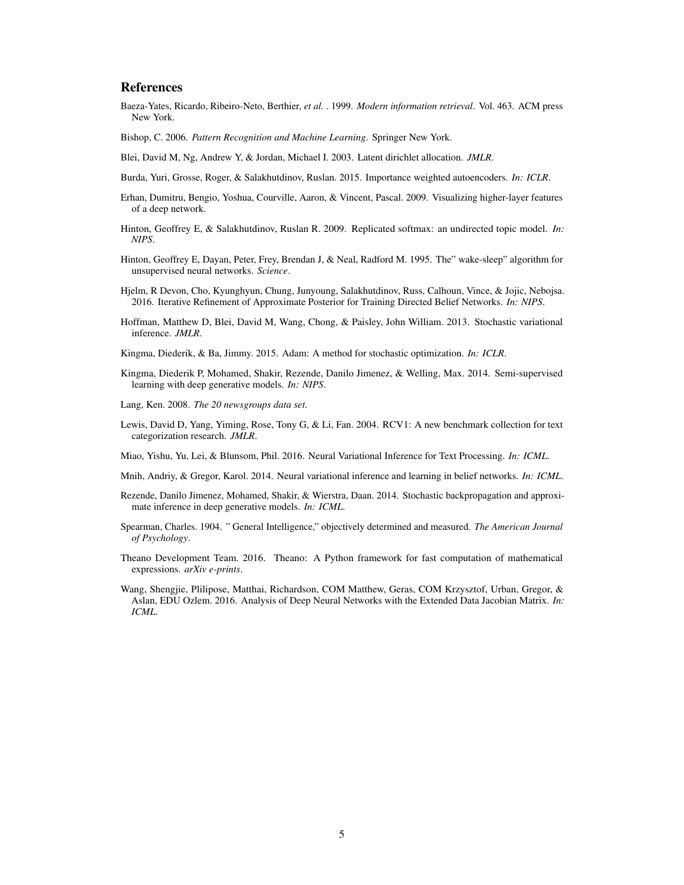## References

Baeza-Yates, Ricardo, Ribeiro-Neto, Berthier, *et al.* . 1999. *Modern information retrieval*. Vol. 463. ACM press New York.

Bishop, C. 2006. *Pattern Recognition and Machine Learning*. Springer New York.

Blei, David M, Ng, Andrew Y, & Jordan, Michael I. 2003. Latent dirichlet allocation. *JMLR*.

Burda, Yuri, Grosse, Roger, & Salakhutdinov, Ruslan. 2015. Importance weighted autoencoders. *In: ICLR*.

Erhan, Dumitru, Bengio, Yoshua, Courville, Aaron, & Vincent, Pascal. 2009. Visualizing higher-layer features of a deep network.

Hinton, Geoffrey E, & Salakhutdinov, Ruslan R. 2009. Replicated softmax: an undirected topic model. *In: NIPS*.

Hinton, Geoffrey E, Dayan, Peter, Frey, Brendan J, & Neal, Radford M. 1995. The" wake-sleep" algorithm for unsupervised neural networks. *Science*.

Hjelm, R Devon, Cho, Kyunghyun, Chung, Junyoung, Salakhutdinov, Russ, Calhoun, Vince, & Jojic, Nebojsa. 2016. Iterative Refinement of Approximate Posterior for Training Directed Belief Networks. *In: NIPS*.

Hoffman, Matthew D, Blei, David M, Wang, Chong, & Paisley, John William. 2013. Stochastic variational inference. *JMLR*.

Kingma, Diederik, & Ba, Jimmy. 2015. Adam: A method for stochastic optimization. *In: ICLR*.

Kingma, Diederik P, Mohamed, Shakir, Rezende, Danilo Jimenez, & Welling, Max. 2014. Semi-supervised learning with deep generative models. *In: NIPS*.

Lang, Ken. 2008. *The 20 newsgroups data set*.

Lewis, David D, Yang, Yiming, Rose, Tony G, & Li, Fan. 2004. RCV1: A new benchmark collection for text categorization research. *JMLR*.

Miao, Yishu, Yu, Lei, & Blunsom, Phil. 2016. Neural Variational Inference for Text Processing. *In: ICML*.

Mnih, Andriy, & Gregor, Karol. 2014. Neural variational inference and learning in belief networks. *In: ICML*.

Rezende, Danilo Jimenez, Mohamed, Shakir, & Wierstra, Daan. 2014. Stochastic backpropagation and approximate inference in deep generative models. *In: ICML*.

Spearman, Charles. 1904. " General Intelligence," objectively determined and measured. *The American Journal of Psychology*.

Theano Development Team. 2016. Theano: A Python framework for fast computation of mathematical expressions. *arXiv e-prints*.

Wang, Shengjie, Plilipose, Matthai, Richardson, COM Matthew, Geras, COM Krzysztof, Urban, Gregor, & Aslan, EDU Ozlem. 2016. Analysis of Deep Neural Networks with the Extended Data Jacobian Matrix. *In: ICML*.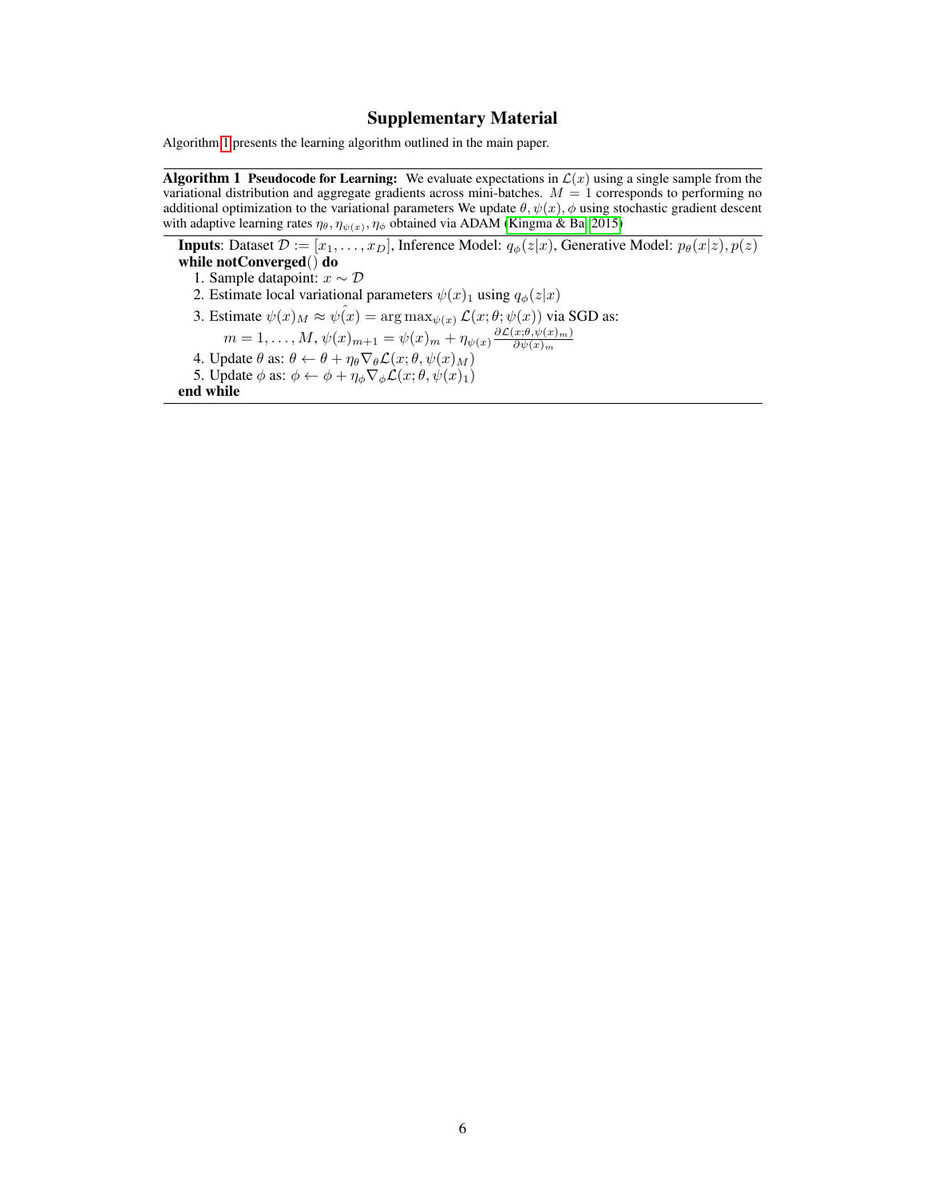# Supplementary Material

Algorithm 1 presents the learning algorithm outlined in the main paper.

---

**Algorithm 1** **Pseudocode for Learning:** We evaluate expectations in $\mathcal{L}(x)$ using a single sample from the variational distribution and aggregate gradients across mini-batches. $M = 1$ corresponds to performing no additional optimization to the variational parameters We update $\theta, \psi(x), \phi$ using stochastic gradient descent with adaptive learning rates $\eta_\theta, \eta_{\psi(x)}, \eta_\phi$ obtained via ADAM (Kingma & Ba, 2015)

---

**Inputs**: Dataset $\mathcal{D} := [x_1, \ldots, x_D]$, Inference Model: $q_\phi(z|x)$, Generative Model: $p_\theta(x|z), p(z)$

**while notConverged**() **do**

1. Sample datapoint: $x \sim \mathcal{D}$
2. Estimate local variational parameters $\psi(x)_1$ using $q_\phi(z|x)$
3. Estimate $\psi(x)_M \approx \hat{\psi(x)} = \arg\max_{\psi(x)} \mathcal{L}(x; \theta; \psi(x))$ via SGD as:
   $m = 1, \ldots, M$, $\psi(x)_{m+1} = \psi(x)_m + \eta_{\psi(x)} \frac{\partial \mathcal{L}(x;\theta,\psi(x)_m)}{\partial \psi(x)_m}$
4. Update $\theta$ as: $\theta \leftarrow \theta + \eta_\theta \nabla_\theta \mathcal{L}(x; \theta, \psi(x)_M)$
5. Update $\phi$ as: $\phi \leftarrow \phi + \eta_\phi \nabla_\phi \mathcal{L}(x; \theta, \psi(x)_1)$

**end while**